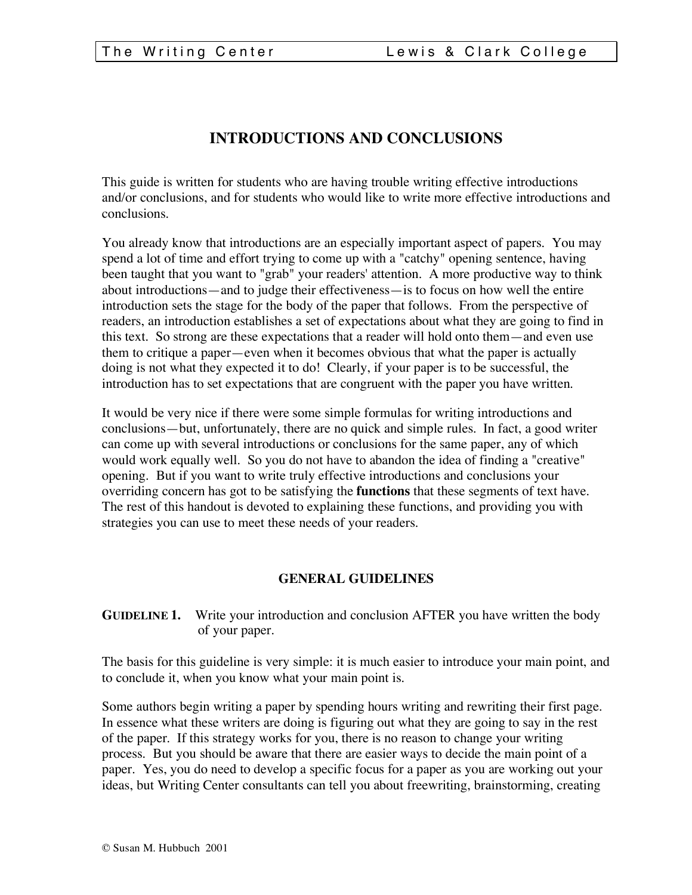# INTRODUCTIONS AND CONCLUSIONS

This guide is written for students who are having trouble writing effective introductions and/or conclusions, and for students who would like to write more effective introductions and conclusions.

You already know that introductions are an especially important aspect of papers. You may spend a lot of time and effort trying to come up with a "catchy" opening sentence, having been taught that you want to "grab" your readers' attention. A more productive way to think about introductions—and to judge their effectiveness—is to focus on how well the entire introduction sets the stage for the body of the paper that follows. From the perspective of readers, an introduction establishes a set of expectations about what they are going to find in this text. So strong are these expectations that a reader will hold onto them—and even use them to critique a paper—even when it becomes obvious that what the paper is actually doing is not what they expected it to do! Clearly, if your paper is to be successful, the introduction has to set expectations that are congruent with the paper you have written.

It would be very nice if there were some simple formulas for writing introductions and conclusions—but, unfortunately, there are no quick and simple rules. In fact, a good writer can come up with several introductions or conclusions for the same paper, any of which would work equally well. So you do not have to abandon the idea of finding a "creative" opening. But if you want to write truly effective introductions and conclusions your overriding concern has got to be satisfying the **functions** that these segments of text have. The rest of this handout is devoted to explaining these functions, and providing you with strategies you can use to meet these needs of your readers.

## GENERAL GUIDELINES

**GUIDELINE 1.** Write your introduction and conclusion AFTER you have written the body of your paper.

The basis for this guideline is very simple: it is much easier to introduce your main point, and to conclude it, when you know what your main point is.

Some authors begin writing a paper by spending hours writing and rewriting their first page. In essence what these writers are doing is figuring out what they are going to say in the rest of the paper. If this strategy works for you, there is no reason to change your writing process. But you should be aware that there are easier ways to decide the main point of a paper. Yes, you do need to develop a specific focus for a paper as you are working out your ideas, but Writing Center consultants can tell you about freewriting, brainstorming, creating

© Susan M. Hubbuch 2001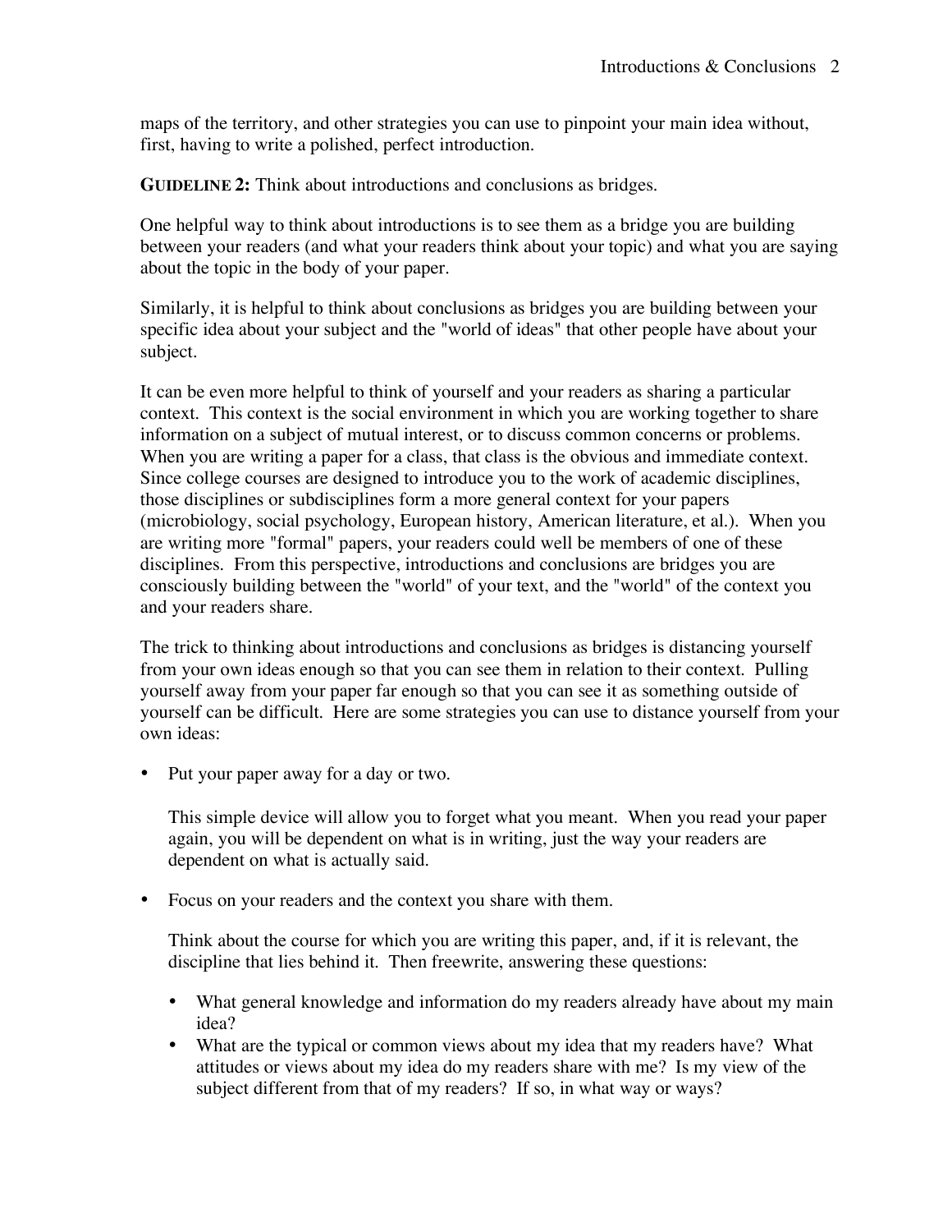maps of the territory, and other strategies you can use to pinpoint your main idea without, first, having to write a polished, perfect introduction.

**GUIDELINE 2:** Think about introductions and conclusions as bridges.

One helpful way to think about introductions is to see them as a bridge you are building between your readers (and what your readers think about your topic) and what you are saying about the topic in the body of your paper.

Similarly, it is helpful to think about conclusions as bridges you are building between your specific idea about your subject and the "world of ideas" that other people have about your subject.

It can be even more helpful to think of yourself and your readers as sharing a particular context. This context is the social environment in which you are working together to share information on a subject of mutual interest, or to discuss common concerns or problems. When you are writing a paper for a class, that class is the obvious and immediate context. Since college courses are designed to introduce you to the work of academic disciplines, those disciplines or subdisciplines form a more general context for your papers (microbiology, social psychology, European history, American literature, et al.). When you are writing more "formal" papers, your readers could well be members of one of these disciplines. From this perspective, introductions and conclusions are bridges you are consciously building between the "world" of your text, and the "world" of the context you and your readers share.

The trick to thinking about introductions and conclusions as bridges is distancing yourself from your own ideas enough so that you can see them in relation to their context. Pulling yourself away from your paper far enough so that you can see it as something outside of yourself can be difficult. Here are some strategies you can use to distance yourself from your own ideas:

- Put your paper away for a day or two.

  This simple device will allow you to forget what you meant. When you read your paper again, you will be dependent on what is in writing, just the way your readers are dependent on what is actually said.

- Focus on your readers and the context you share with them.

  Think about the course for which you are writing this paper, and, if it is relevant, the discipline that lies behind it. Then freewrite, answering these questions:

  - What general knowledge and information do my readers already have about my main idea?
  - What are the typical or common views about my idea that my readers have? What attitudes or views about my idea do my readers share with me? Is my view of the subject different from that of my readers? If so, in what way or ways?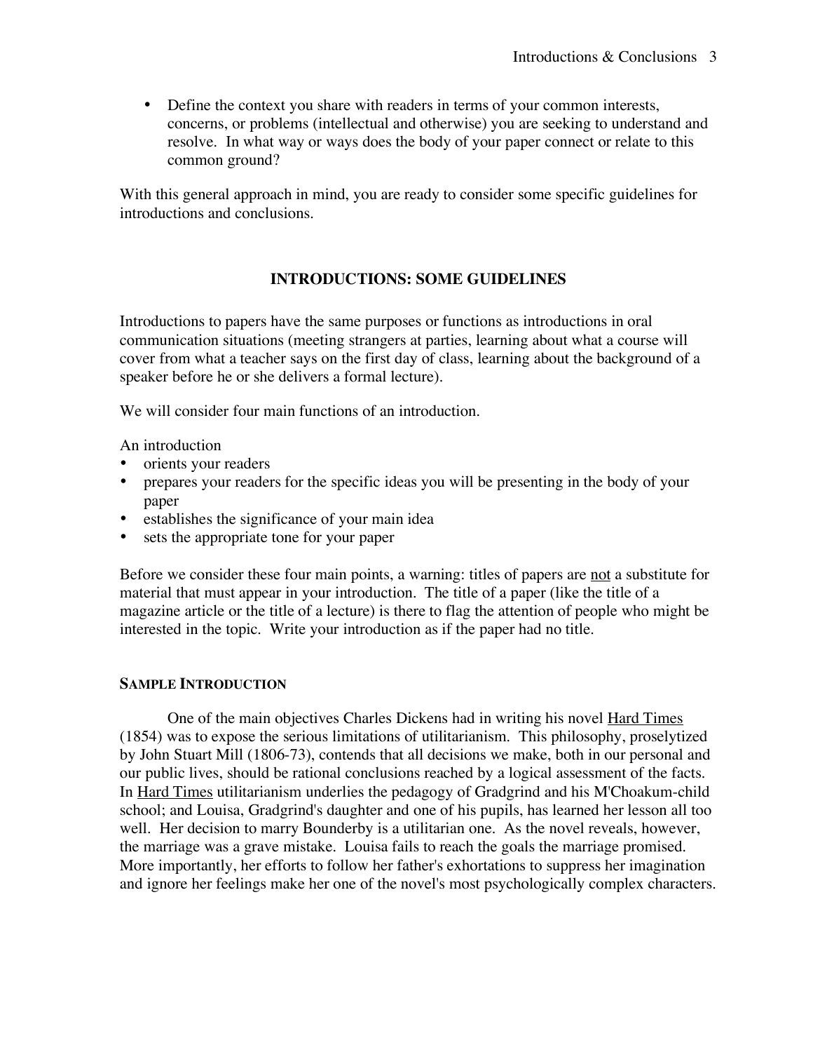- Define the context you share with readers in terms of your common interests, concerns, or problems (intellectual and otherwise) you are seeking to understand and resolve. In what way or ways does the body of your paper connect or relate to this common ground?

With this general approach in mind, you are ready to consider some specific guidelines for introductions and conclusions.

## INTRODUCTIONS: SOME GUIDELINES

Introductions to papers have the same purposes or functions as introductions in oral communication situations (meeting strangers at parties, learning about what a course will cover from what a teacher says on the first day of class, learning about the background of a speaker before he or she delivers a formal lecture).

We will consider four main functions of an introduction.

An introduction
- orients your readers
- prepares your readers for the specific ideas you will be presenting in the body of your paper
- establishes the significance of your main idea
- sets the appropriate tone for your paper

Before we consider these four main points, a warning: titles of papers are not a substitute for material that must appear in your introduction. The title of a paper (like the title of a magazine article or the title of a lecture) is there to flag the attention of people who might be interested in the topic. Write your introduction as if the paper had no title.

### SAMPLE INTRODUCTION

One of the main objectives Charles Dickens had in writing his novel Hard Times (1854) was to expose the serious limitations of utilitarianism. This philosophy, proselytized by John Stuart Mill (1806-73), contends that all decisions we make, both in our personal and our public lives, should be rational conclusions reached by a logical assessment of the facts. In Hard Times utilitarianism underlies the pedagogy of Gradgrind and his M'Choakum-child school; and Louisa, Gradgrind's daughter and one of his pupils, has learned her lesson all too well. Her decision to marry Bounderby is a utilitarian one. As the novel reveals, however, the marriage was a grave mistake. Louisa fails to reach the goals the marriage promised. More importantly, her efforts to follow her father's exhortations to suppress her imagination and ignore her feelings make her one of the novel's most psychologically complex characters.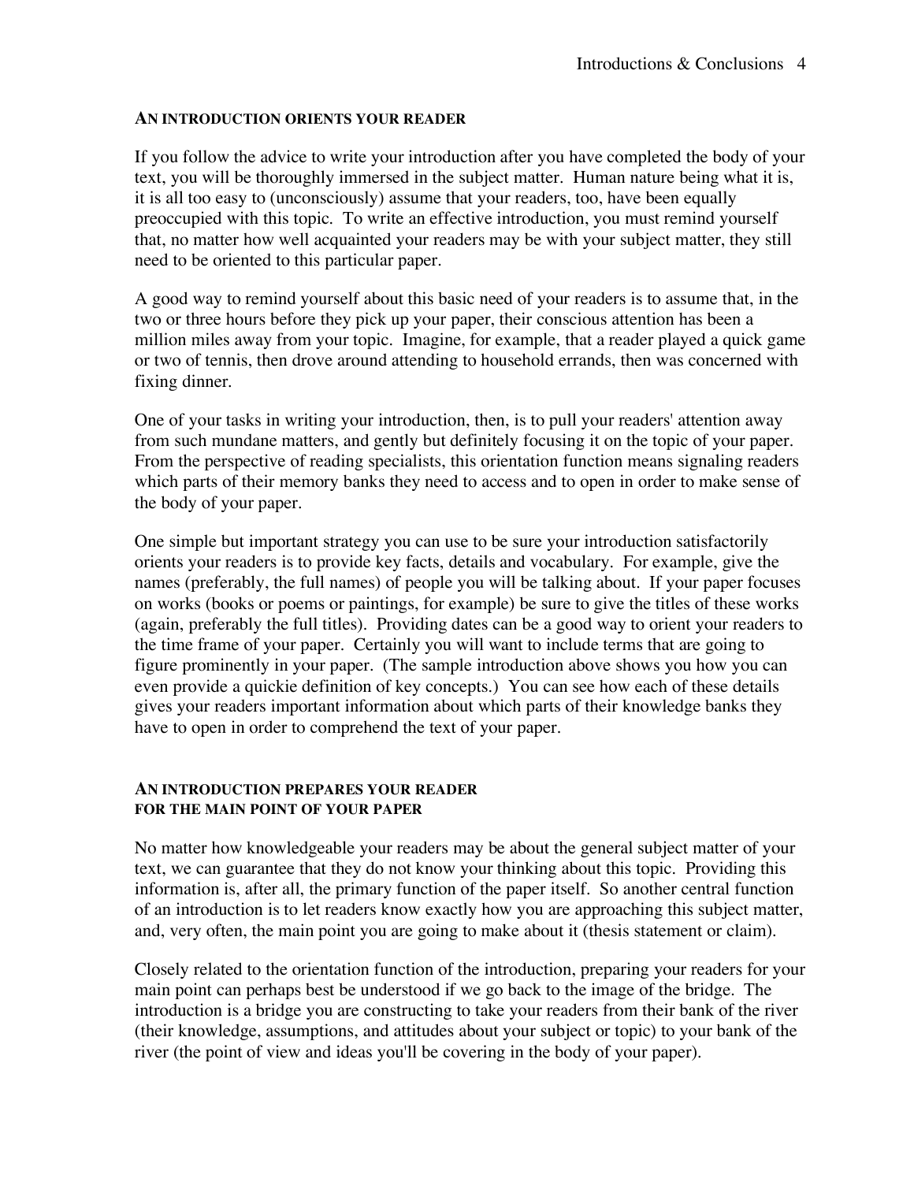## AN INTRODUCTION ORIENTS YOUR READER

If you follow the advice to write your introduction after you have completed the body of your text, you will be thoroughly immersed in the subject matter. Human nature being what it is, it is all too easy to (unconsciously) assume that your readers, too, have been equally preoccupied with this topic. To write an effective introduction, you must remind yourself that, no matter how well acquainted your readers may be with your subject matter, they still need to be oriented to this particular paper.

A good way to remind yourself about this basic need of your readers is to assume that, in the two or three hours before they pick up your paper, their conscious attention has been a million miles away from your topic. Imagine, for example, that a reader played a quick game or two of tennis, then drove around attending to household errands, then was concerned with fixing dinner.

One of your tasks in writing your introduction, then, is to pull your readers' attention away from such mundane matters, and gently but definitely focusing it on the topic of your paper. From the perspective of reading specialists, this orientation function means signaling readers which parts of their memory banks they need to access and to open in order to make sense of the body of your paper.

One simple but important strategy you can use to be sure your introduction satisfactorily orients your readers is to provide key facts, details and vocabulary. For example, give the names (preferably, the full names) of people you will be talking about. If your paper focuses on works (books or poems or paintings, for example) be sure to give the titles of these works (again, preferably the full titles). Providing dates can be a good way to orient your readers to the time frame of your paper. Certainly you will want to include terms that are going to figure prominently in your paper. (The sample introduction above shows you how you can even provide a quickie definition of key concepts.) You can see how each of these details gives your readers important information about which parts of their knowledge banks they have to open in order to comprehend the text of your paper.

## AN INTRODUCTION PREPARES YOUR READER FOR THE MAIN POINT OF YOUR PAPER

No matter how knowledgeable your readers may be about the general subject matter of your text, we can guarantee that they do not know your thinking about this topic. Providing this information is, after all, the primary function of the paper itself. So another central function of an introduction is to let readers know exactly how you are approaching this subject matter, and, very often, the main point you are going to make about it (thesis statement or claim).

Closely related to the orientation function of the introduction, preparing your readers for your main point can perhaps best be understood if we go back to the image of the bridge. The introduction is a bridge you are constructing to take your readers from their bank of the river (their knowledge, assumptions, and attitudes about your subject or topic) to your bank of the river (the point of view and ideas you'll be covering in the body of your paper).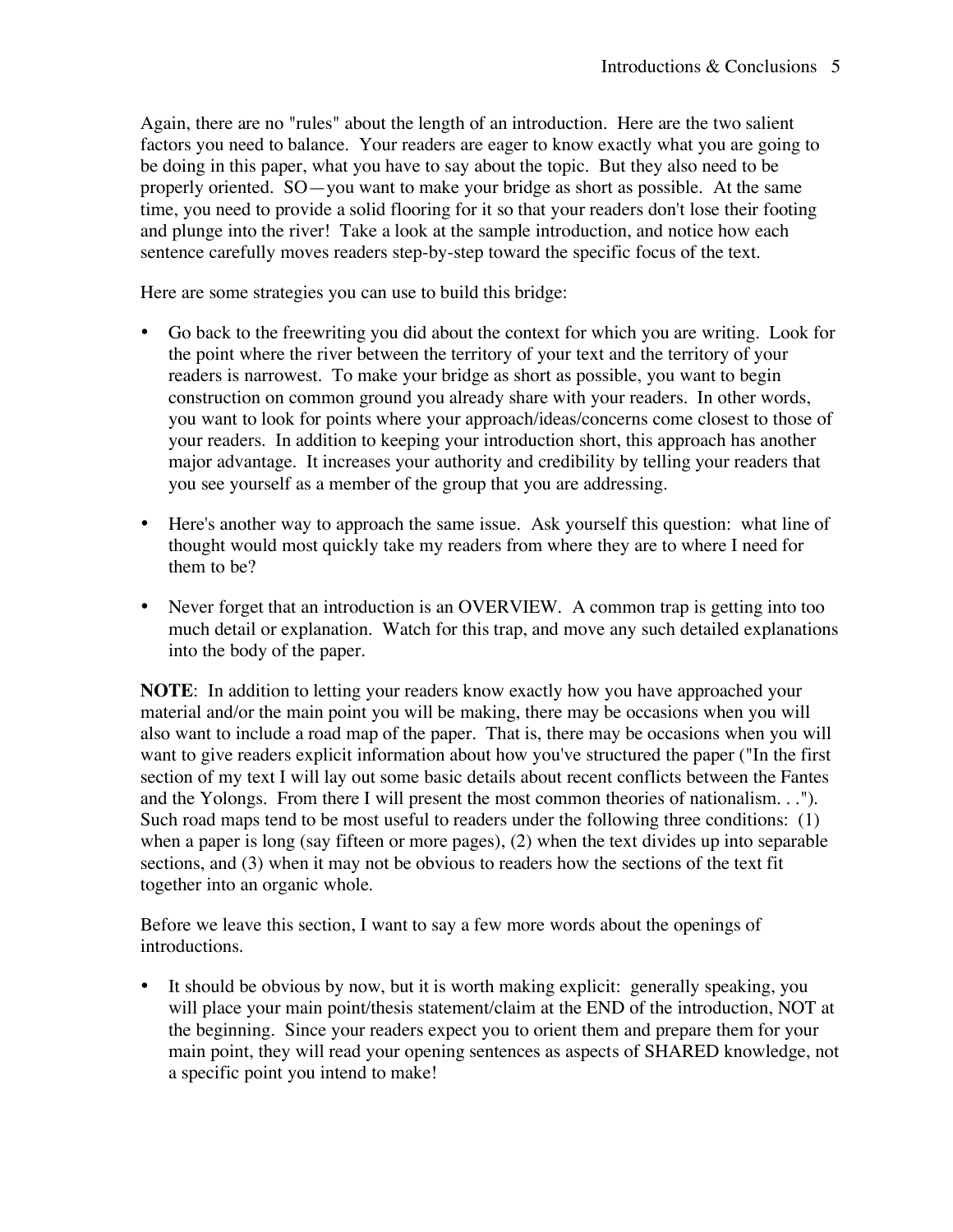Again, there are no "rules" about the length of an introduction. Here are the two salient factors you need to balance. Your readers are eager to know exactly what you are going to be doing in this paper, what you have to say about the topic. But they also need to be properly oriented. SO—you want to make your bridge as short as possible. At the same time, you need to provide a solid flooring for it so that your readers don't lose their footing and plunge into the river! Take a look at the sample introduction, and notice how each sentence carefully moves readers step-by-step toward the specific focus of the text.

Here are some strategies you can use to build this bridge:

- Go back to the freewriting you did about the context for which you are writing. Look for the point where the river between the territory of your text and the territory of your readers is narrowest. To make your bridge as short as possible, you want to begin construction on common ground you already share with your readers. In other words, you want to look for points where your approach/ideas/concerns come closest to those of your readers. In addition to keeping your introduction short, this approach has another major advantage. It increases your authority and credibility by telling your readers that you see yourself as a member of the group that you are addressing.

- Here's another way to approach the same issue. Ask yourself this question: what line of thought would most quickly take my readers from where they are to where I need for them to be?

- Never forget that an introduction is an OVERVIEW. A common trap is getting into too much detail or explanation. Watch for this trap, and move any such detailed explanations into the body of the paper.

**NOTE**: In addition to letting your readers know exactly how you have approached your material and/or the main point you will be making, there may be occasions when you will also want to include a road map of the paper. That is, there may be occasions when you will want to give readers explicit information about how you've structured the paper ("In the first section of my text I will lay out some basic details about recent conflicts between the Fantes and the Yolongs. From there I will present the most common theories of nationalism. . ."). Such road maps tend to be most useful to readers under the following three conditions: (1) when a paper is long (say fifteen or more pages), (2) when the text divides up into separable sections, and (3) when it may not be obvious to readers how the sections of the text fit together into an organic whole.

Before we leave this section, I want to say a few more words about the openings of introductions.

- It should be obvious by now, but it is worth making explicit: generally speaking, you will place your main point/thesis statement/claim at the END of the introduction, NOT at the beginning. Since your readers expect you to orient them and prepare them for your main point, they will read your opening sentences as aspects of SHARED knowledge, not a specific point you intend to make!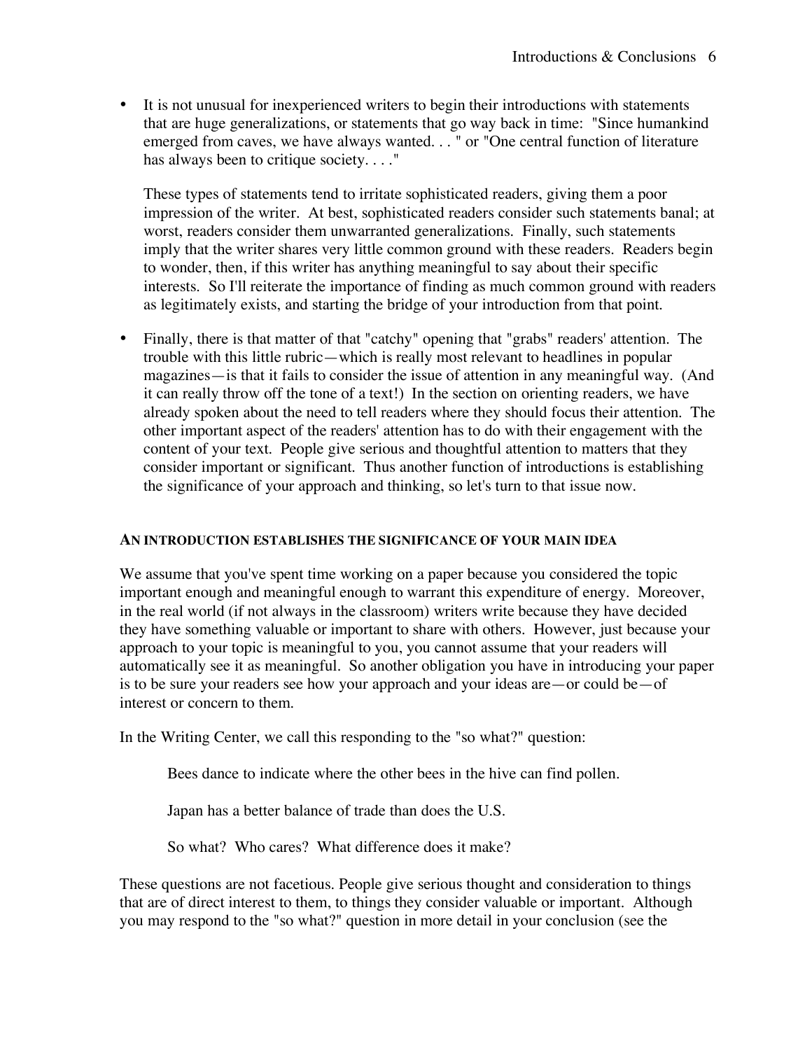- It is not unusual for inexperienced writers to begin their introductions with statements that are huge generalizations, or statements that go way back in time: "Since humankind emerged from caves, we have always wanted. . . " or "One central function of literature has always been to critique society. . . ."

  These types of statements tend to irritate sophisticated readers, giving them a poor impression of the writer. At best, sophisticated readers consider such statements banal; at worst, readers consider them unwarranted generalizations. Finally, such statements imply that the writer shares very little common ground with these readers. Readers begin to wonder, then, if this writer has anything meaningful to say about their specific interests. So I'll reiterate the importance of finding as much common ground with readers as legitimately exists, and starting the bridge of your introduction from that point.

- Finally, there is that matter of that "catchy" opening that "grabs" readers' attention. The trouble with this little rubric—which is really most relevant to headlines in popular magazines—is that it fails to consider the issue of attention in any meaningful way. (And it can really throw off the tone of a text!) In the section on orienting readers, we have already spoken about the need to tell readers where they should focus their attention. The other important aspect of the readers' attention has to do with their engagement with the content of your text. People give serious and thoughtful attention to matters that they consider important or significant. Thus another function of introductions is establishing the significance of your approach and thinking, so let's turn to that issue now.

#### AN INTRODUCTION ESTABLISHES THE SIGNIFICANCE OF YOUR MAIN IDEA

We assume that you've spent time working on a paper because you considered the topic important enough and meaningful enough to warrant this expenditure of energy. Moreover, in the real world (if not always in the classroom) writers write because they have decided they have something valuable or important to share with others. However, just because your approach to your topic is meaningful to you, you cannot assume that your readers will automatically see it as meaningful. So another obligation you have in introducing your paper is to be sure your readers see how your approach and your ideas are—or could be—of interest or concern to them.

In the Writing Center, we call this responding to the "so what?" question:

> Bees dance to indicate where the other bees in the hive can find pollen.
>
> Japan has a better balance of trade than does the U.S.
>
> So what? Who cares? What difference does it make?

These questions are not facetious. People give serious thought and consideration to things that are of direct interest to them, to things they consider valuable or important. Although you may respond to the "so what?" question in more detail in your conclusion (see the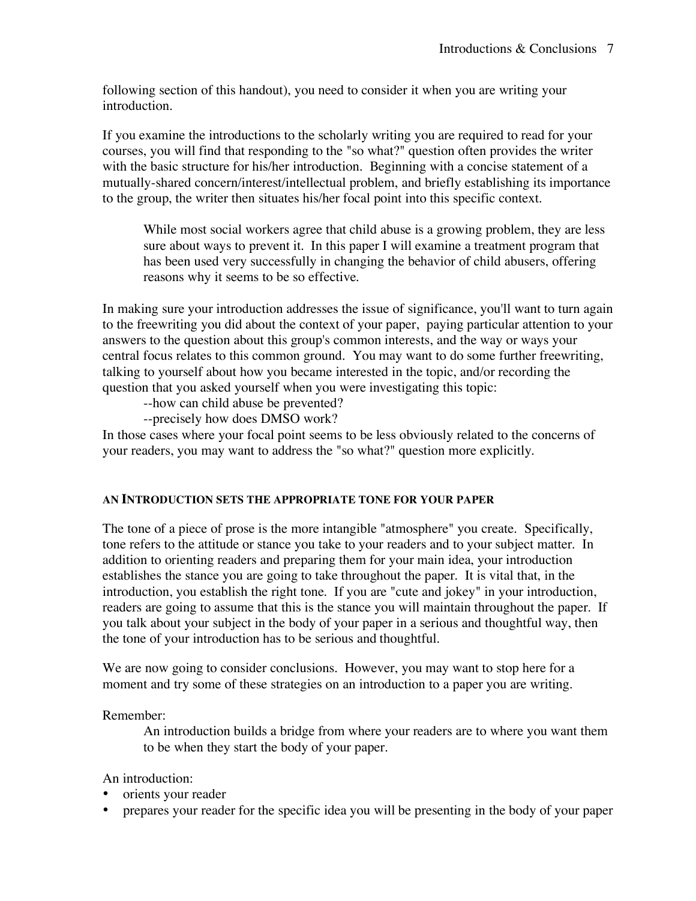following section of this handout), you need to consider it when you are writing your introduction.

If you examine the introductions to the scholarly writing you are required to read for your courses, you will find that responding to the "so what?" question often provides the writer with the basic structure for his/her introduction. Beginning with a concise statement of a mutually-shared concern/interest/intellectual problem, and briefly establishing its importance to the group, the writer then situates his/her focal point into this specific context.

> While most social workers agree that child abuse is a growing problem, they are less sure about ways to prevent it. In this paper I will examine a treatment program that has been used very successfully in changing the behavior of child abusers, offering reasons why it seems to be so effective.

In making sure your introduction addresses the issue of significance, you'll want to turn again to the freewriting you did about the context of your paper, paying particular attention to your answers to the question about this group's common interests, and the way or ways your central focus relates to this common ground. You may want to do some further freewriting, talking to yourself about how you became interested in the topic, and/or recording the question that you asked yourself when you were investigating this topic:

> --how can child abuse be prevented?
> --precisely how does DMSO work?

In those cases where your focal point seems to be less obviously related to the concerns of your readers, you may want to address the "so what?" question more explicitly.

#### AN INTRODUCTION SETS THE APPROPRIATE TONE FOR YOUR PAPER

The tone of a piece of prose is the more intangible "atmosphere" you create. Specifically, tone refers to the attitude or stance you take to your readers and to your subject matter. In addition to orienting readers and preparing them for your main idea, your introduction establishes the stance you are going to take throughout the paper. It is vital that, in the introduction, you establish the right tone. If you are "cute and jokey" in your introduction, readers are going to assume that this is the stance you will maintain throughout the paper. If you talk about your subject in the body of your paper in a serious and thoughtful way, then the tone of your introduction has to be serious and thoughtful.

We are now going to consider conclusions. However, you may want to stop here for a moment and try some of these strategies on an introduction to a paper you are writing.

Remember:

> An introduction builds a bridge from where your readers are to where you want them to be when they start the body of your paper.

An introduction:

- orients your reader
- prepares your reader for the specific idea you will be presenting in the body of your paper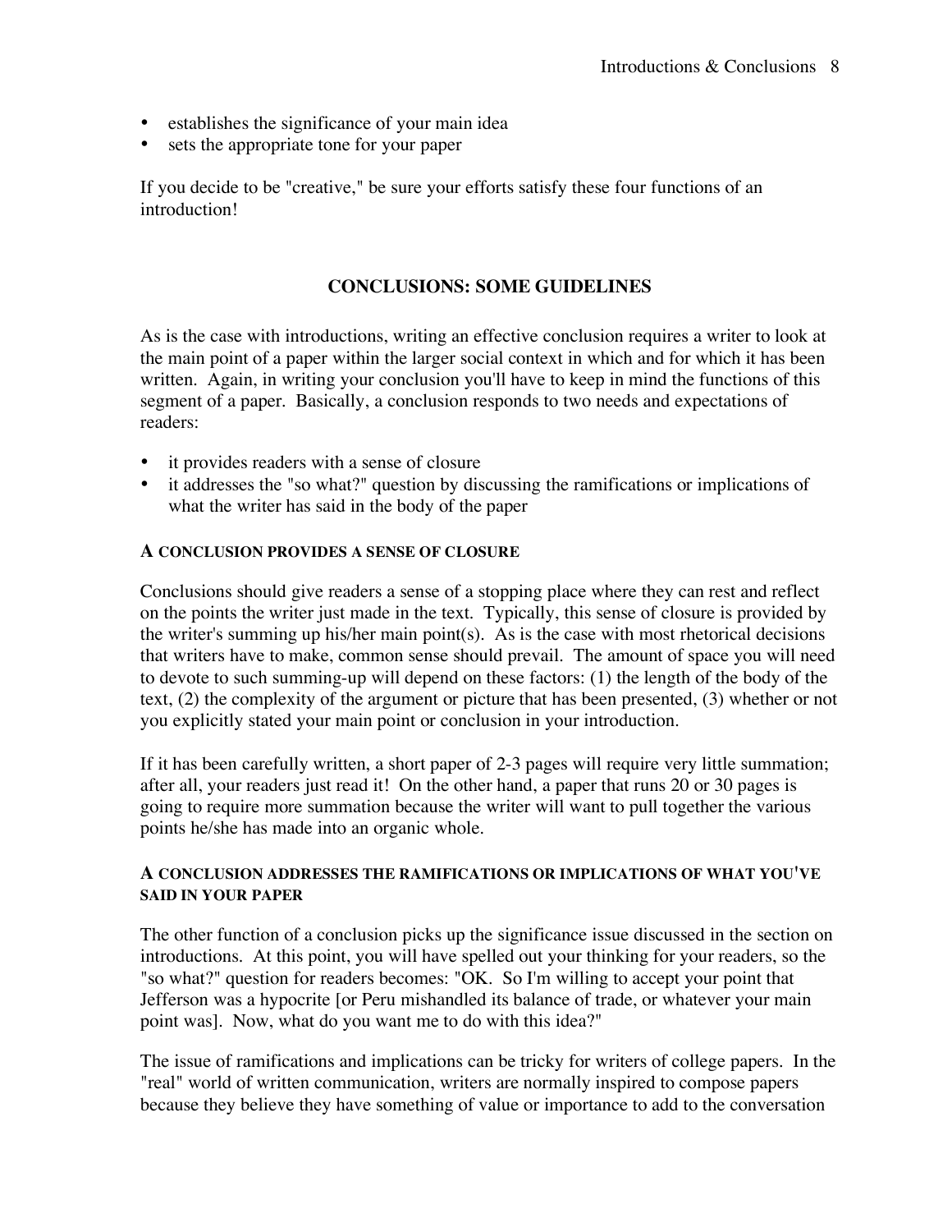- establishes the significance of your main idea
- sets the appropriate tone for your paper

If you decide to be "creative," be sure your efforts satisfy these four functions of an introduction!

## CONCLUSIONS: SOME GUIDELINES

As is the case with introductions, writing an effective conclusion requires a writer to look at the main point of a paper within the larger social context in which and for which it has been written. Again, in writing your conclusion you'll have to keep in mind the functions of this segment of a paper. Basically, a conclusion responds to two needs and expectations of readers:

- it provides readers with a sense of closure
- it addresses the "so what?" question by discussing the ramifications or implications of what the writer has said in the body of the paper

### A CONCLUSION PROVIDES A SENSE OF CLOSURE

Conclusions should give readers a sense of a stopping place where they can rest and reflect on the points the writer just made in the text. Typically, this sense of closure is provided by the writer's summing up his/her main point(s). As is the case with most rhetorical decisions that writers have to make, common sense should prevail. The amount of space you will need to devote to such summing-up will depend on these factors: (1) the length of the body of the text, (2) the complexity of the argument or picture that has been presented, (3) whether or not you explicitly stated your main point or conclusion in your introduction.

If it has been carefully written, a short paper of 2-3 pages will require very little summation; after all, your readers just read it! On the other hand, a paper that runs 20 or 30 pages is going to require more summation because the writer will want to pull together the various points he/she has made into an organic whole.

### A CONCLUSION ADDRESSES THE RAMIFICATIONS OR IMPLICATIONS OF WHAT YOU'VE SAID IN YOUR PAPER

The other function of a conclusion picks up the significance issue discussed in the section on introductions. At this point, you will have spelled out your thinking for your readers, so the "so what?" question for readers becomes: "OK. So I'm willing to accept your point that Jefferson was a hypocrite [or Peru mishandled its balance of trade, or whatever your main point was]. Now, what do you want me to do with this idea?"

The issue of ramifications and implications can be tricky for writers of college papers. In the "real" world of written communication, writers are normally inspired to compose papers because they believe they have something of value or importance to add to the conversation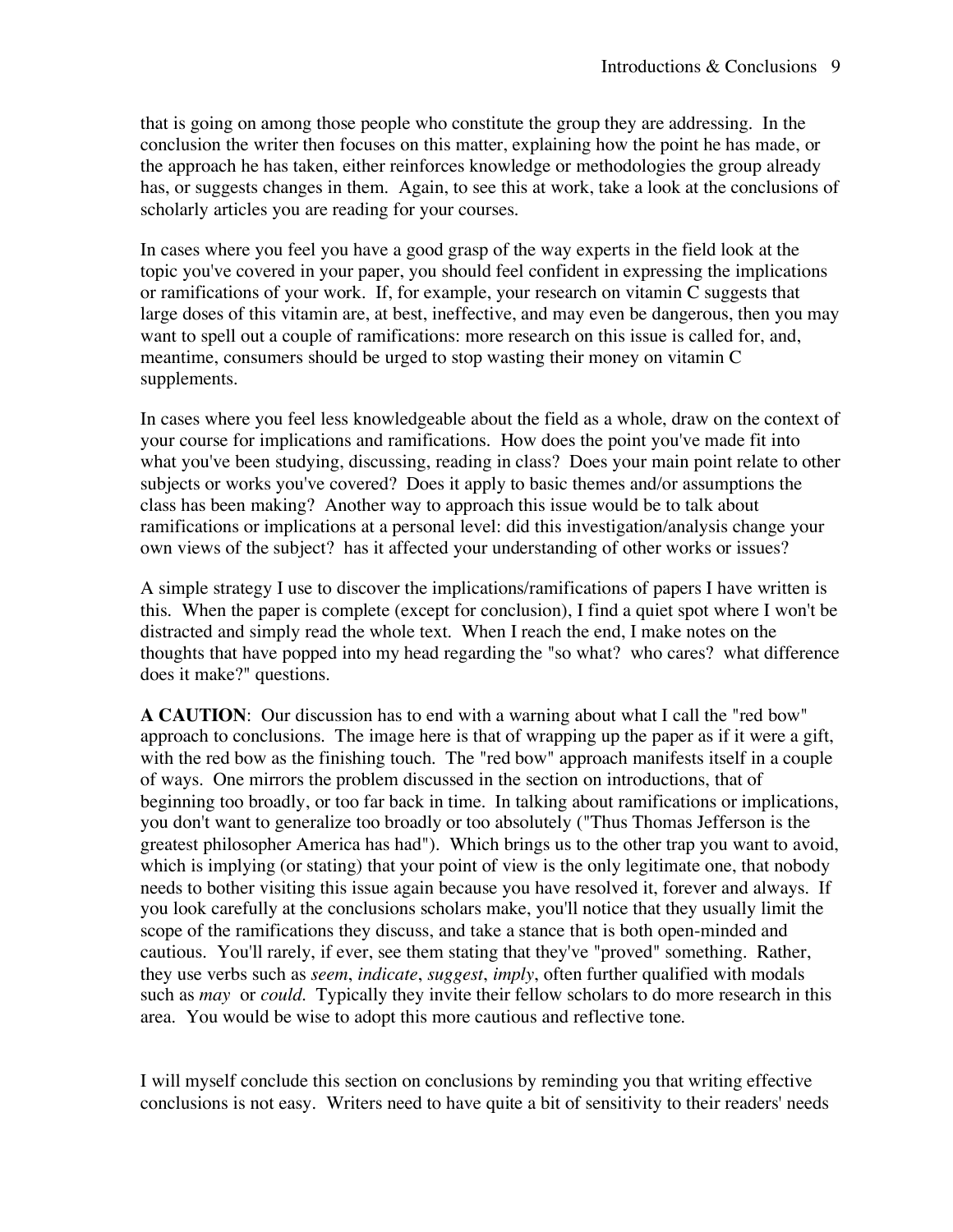that is going on among those people who constitute the group they are addressing. In the conclusion the writer then focuses on this matter, explaining how the point he has made, or the approach he has taken, either reinforces knowledge or methodologies the group already has, or suggests changes in them. Again, to see this at work, take a look at the conclusions of scholarly articles you are reading for your courses.

In cases where you feel you have a good grasp of the way experts in the field look at the topic you've covered in your paper, you should feel confident in expressing the implications or ramifications of your work. If, for example, your research on vitamin C suggests that large doses of this vitamin are, at best, ineffective, and may even be dangerous, then you may want to spell out a couple of ramifications: more research on this issue is called for, and, meantime, consumers should be urged to stop wasting their money on vitamin C supplements.

In cases where you feel less knowledgeable about the field as a whole, draw on the context of your course for implications and ramifications. How does the point you've made fit into what you've been studying, discussing, reading in class? Does your main point relate to other subjects or works you've covered? Does it apply to basic themes and/or assumptions the class has been making? Another way to approach this issue would be to talk about ramifications or implications at a personal level: did this investigation/analysis change your own views of the subject? has it affected your understanding of other works or issues?

A simple strategy I use to discover the implications/ramifications of papers I have written is this. When the paper is complete (except for conclusion), I find a quiet spot where I won't be distracted and simply read the whole text. When I reach the end, I make notes on the thoughts that have popped into my head regarding the "so what? who cares? what difference does it make?" questions.

**A CAUTION**: Our discussion has to end with a warning about what I call the "red bow" approach to conclusions. The image here is that of wrapping up the paper as if it were a gift, with the red bow as the finishing touch. The "red bow" approach manifests itself in a couple of ways. One mirrors the problem discussed in the section on introductions, that of beginning too broadly, or too far back in time. In talking about ramifications or implications, you don't want to generalize too broadly or too absolutely ("Thus Thomas Jefferson is the greatest philosopher America has had"). Which brings us to the other trap you want to avoid, which is implying (or stating) that your point of view is the only legitimate one, that nobody needs to bother visiting this issue again because you have resolved it, forever and always. If you look carefully at the conclusions scholars make, you'll notice that they usually limit the scope of the ramifications they discuss, and take a stance that is both open-minded and cautious. You'll rarely, if ever, see them stating that they've "proved" something. Rather, they use verbs such as *seem*, *indicate*, *suggest*, *imply*, often further qualified with modals such as *may* or *could*. Typically they invite their fellow scholars to do more research in this area. You would be wise to adopt this more cautious and reflective tone.

I will myself conclude this section on conclusions by reminding you that writing effective conclusions is not easy. Writers need to have quite a bit of sensitivity to their readers' needs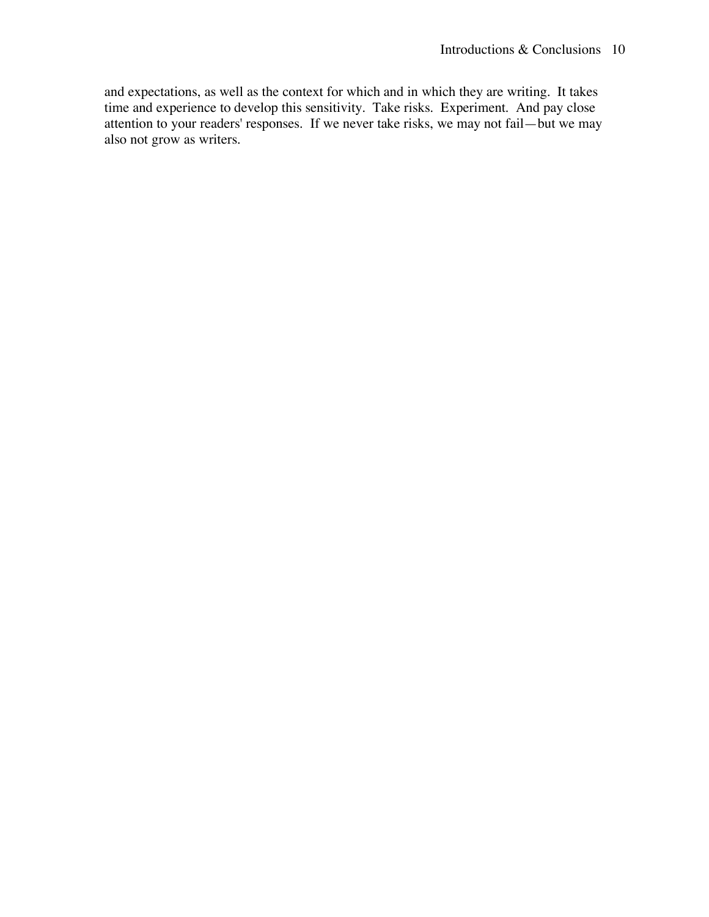and expectations, as well as the context for which and in which they are writing. It takes time and experience to develop this sensitivity. Take risks. Experiment. And pay close attention to your readers' responses. If we never take risks, we may not fail—but we may also not grow as writers.